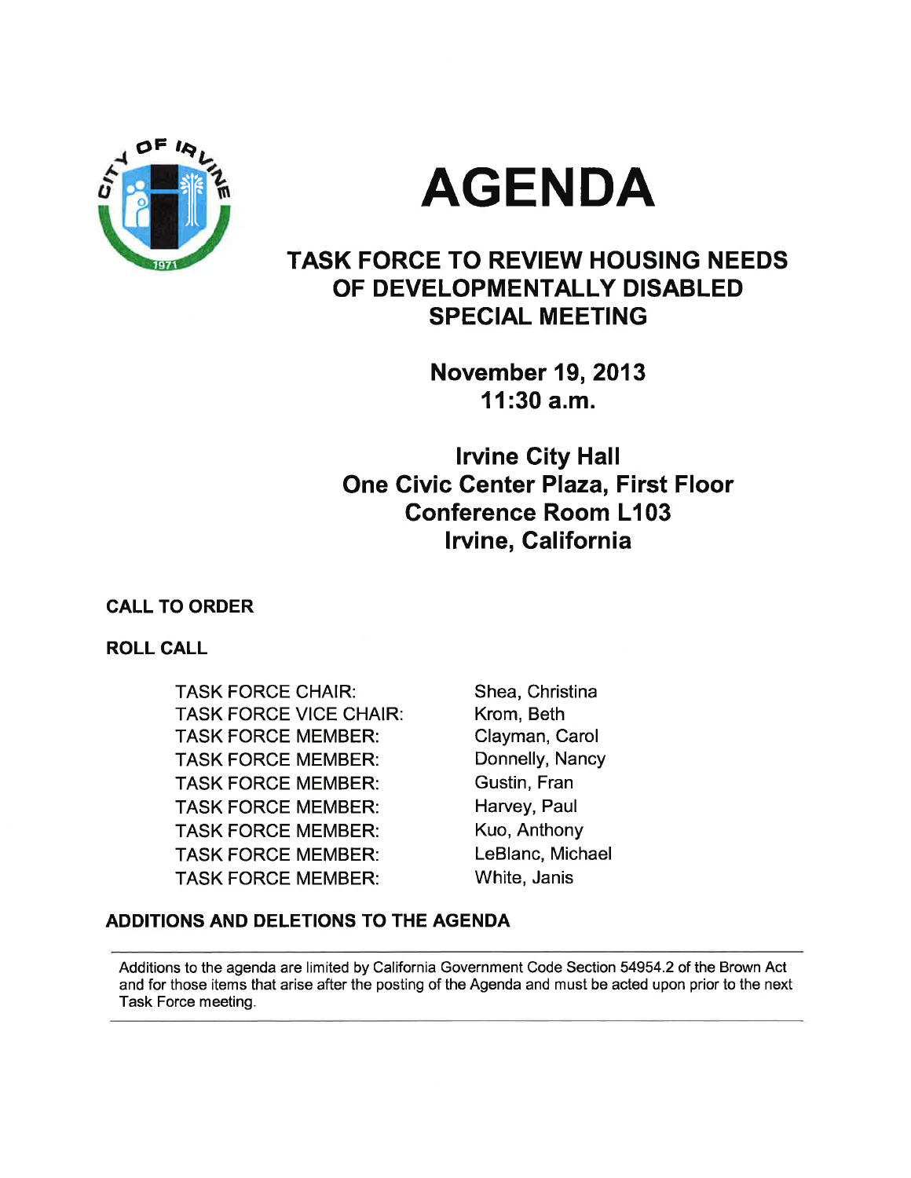# AGENDA

## TASK FORCE TO REVIEW HOUSING NEEDS OF DEVELOPMENTALLY DISABLED SPECIAL MEETING

**November 19, 2013**
**11:30 a.m.**

**Irvine City Hall**
**One Civic Center Plaza, First Floor**
**Conference Room L103**
**Irvine, California**

**CALL TO ORDER**

**ROLL CALL**

| | |
|---|---|
| TASK FORCE CHAIR: | Shea, Christina |
| TASK FORCE VICE CHAIR: | Krom, Beth |
| TASK FORCE MEMBER: | Clayman, Carol |
| TASK FORCE MEMBER: | Donnelly, Nancy |
| TASK FORCE MEMBER: | Gustin, Fran |
| TASK FORCE MEMBER: | Harvey, Paul |
| TASK FORCE MEMBER: | Kuo, Anthony |
| TASK FORCE MEMBER: | LeBlanc, Michael |
| TASK FORCE MEMBER: | White, Janis |

**ADDITIONS AND DELETIONS TO THE AGENDA**

---

Additions to the agenda are limited by California Government Code Section 54954.2 of the Brown Act and for those items that arise after the posting of the Agenda and must be acted upon prior to the next Task Force meeting.

---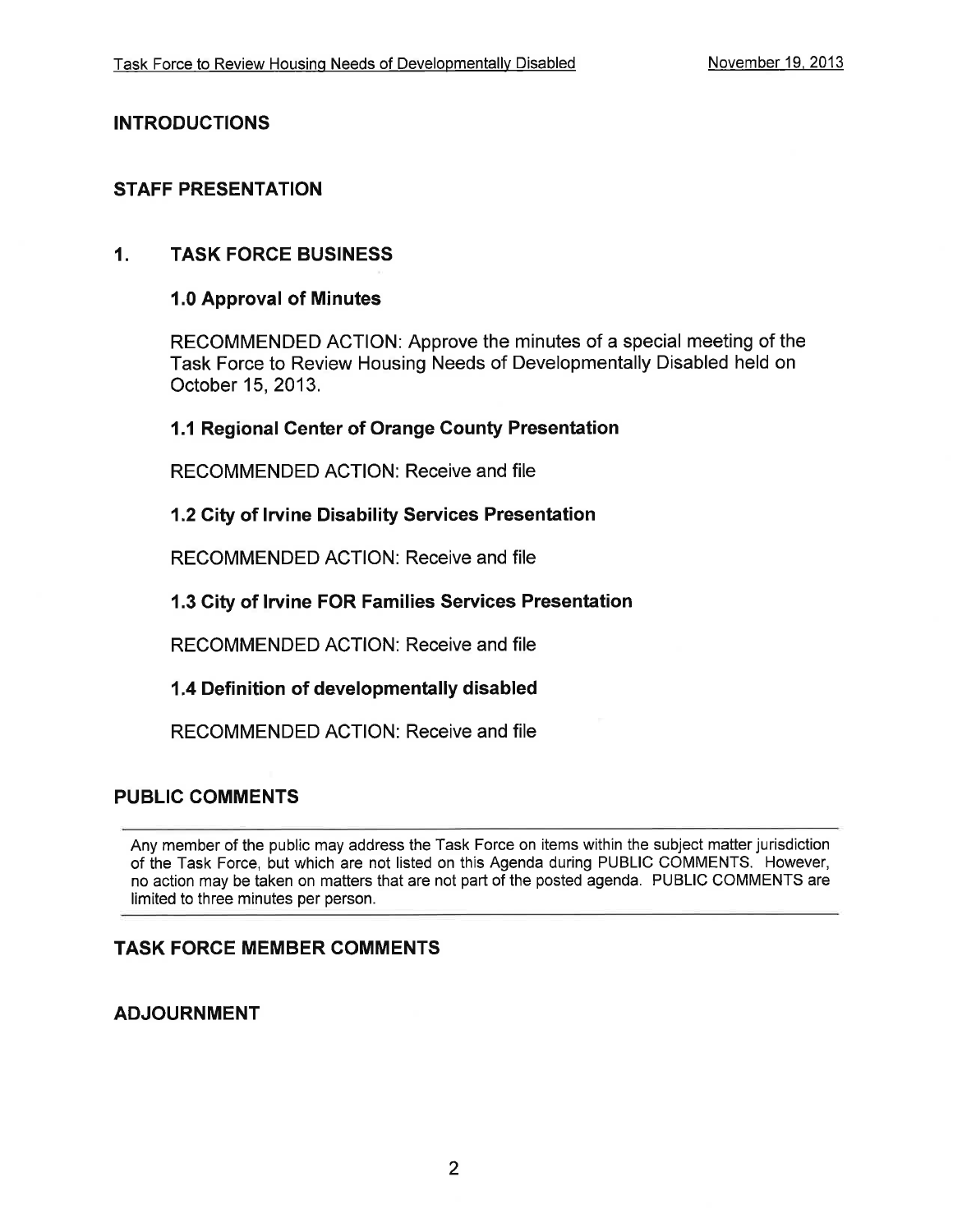## INTRODUCTIONS

## STAFF PRESENTATION

## 1. TASK FORCE BUSINESS

### 1.0 Approval of Minutes

RECOMMENDED ACTION: Approve the minutes of a special meeting of the Task Force to Review Housing Needs of Developmentally Disabled held on October 15, 2013.

### 1.1 Regional Center of Orange County Presentation

RECOMMENDED ACTION: Receive and file

### 1.2 City of Irvine Disability Services Presentation

RECOMMENDED ACTION: Receive and file

### 1.3 City of Irvine FOR Families Services Presentation

RECOMMENDED ACTION: Receive and file

### 1.4 Definition of developmentally disabled

RECOMMENDED ACTION: Receive and file

## PUBLIC COMMENTS

Any member of the public may address the Task Force on items within the subject matter jurisdiction of the Task Force, but which are not listed on this Agenda during PUBLIC COMMENTS. However, no action may be taken on matters that are not part of the posted agenda. PUBLIC COMMENTS are limited to three minutes per person.

## TASK FORCE MEMBER COMMENTS

## ADJOURNMENT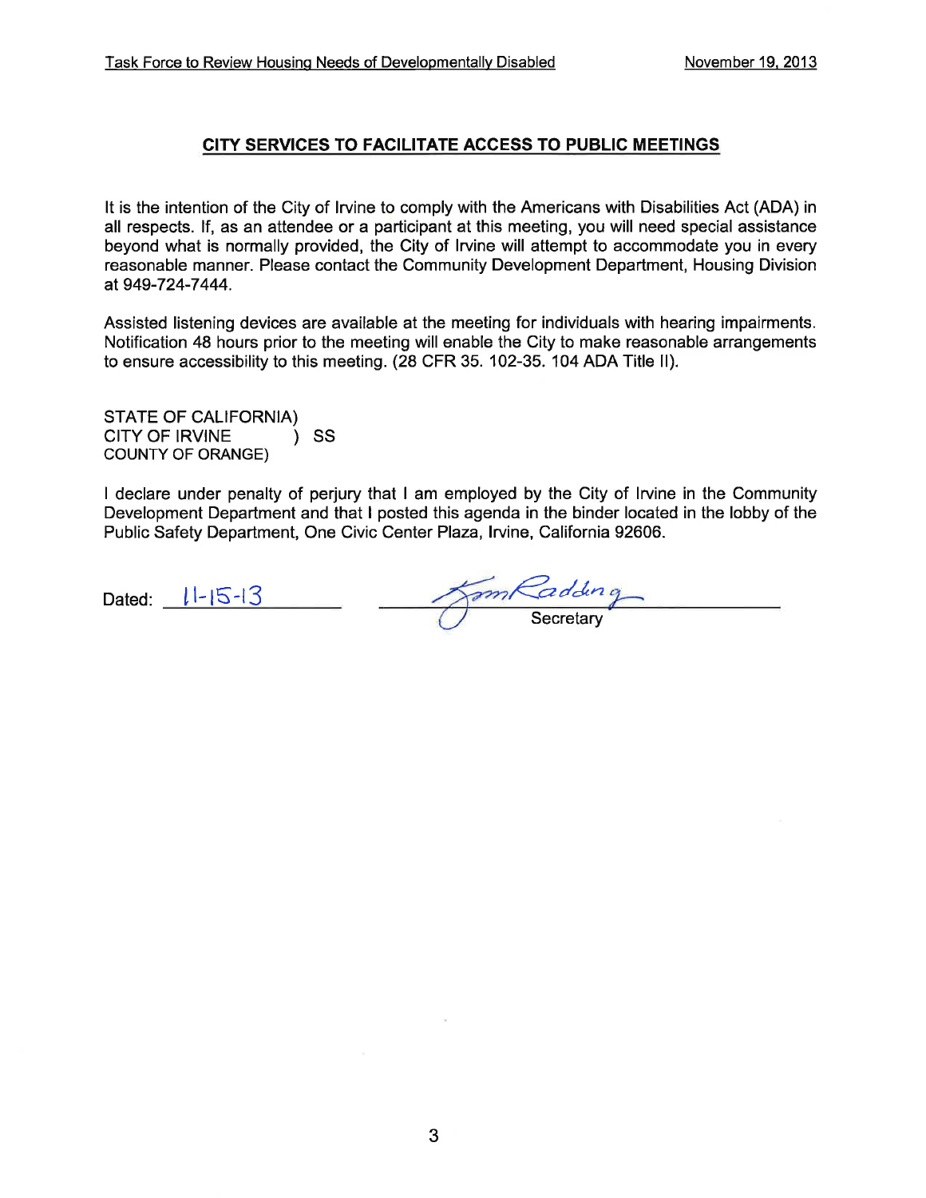## CITY SERVICES TO FACILITATE ACCESS TO PUBLIC MEETINGS

It is the intention of the City of Irvine to comply with the Americans with Disabilities Act (ADA) in all respects. If, as an attendee or a participant at this meeting, you will need special assistance beyond what is normally provided, the City of Irvine will attempt to accommodate you in every reasonable manner. Please contact the Community Development Department, Housing Division at 949-724-7444.

Assisted listening devices are available at the meeting for individuals with hearing impairments. Notification 48 hours prior to the meeting will enable the City to make reasonable arrangements to ensure accessibility to this meeting. (28 CFR 35. 102-35. 104 ADA Title II).

STATE OF CALIFORNIA)
CITY OF IRVINE ) SS
COUNTY OF ORANGE)

I declare under penalty of perjury that I am employed by the City of Irvine in the Community Development Department and that I posted this agenda in the binder located in the lobby of the Public Safety Department, One Civic Center Plaza, Irvine, California 92606.

Dated: 11-15-13

Secretary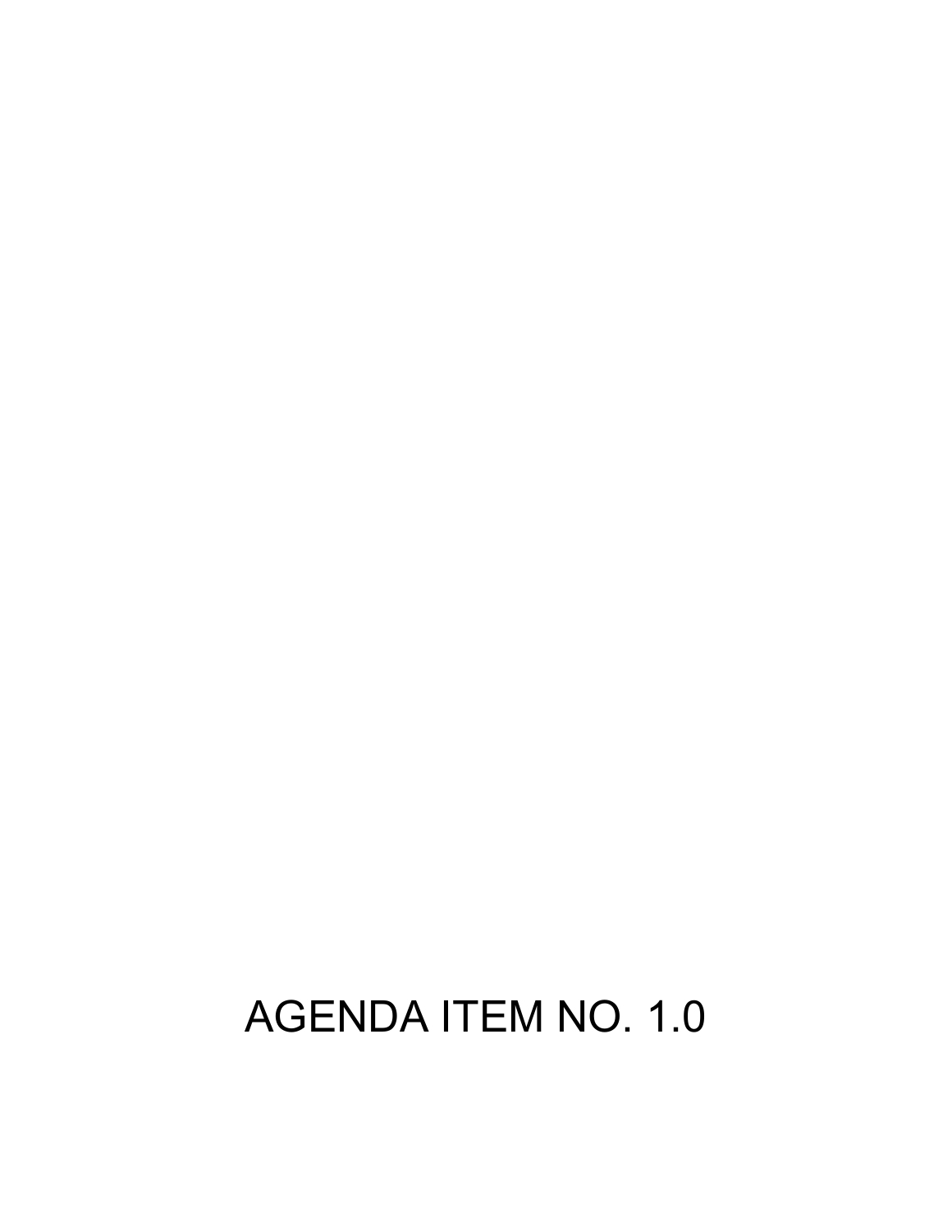AGENDA ITEM NO. 1.0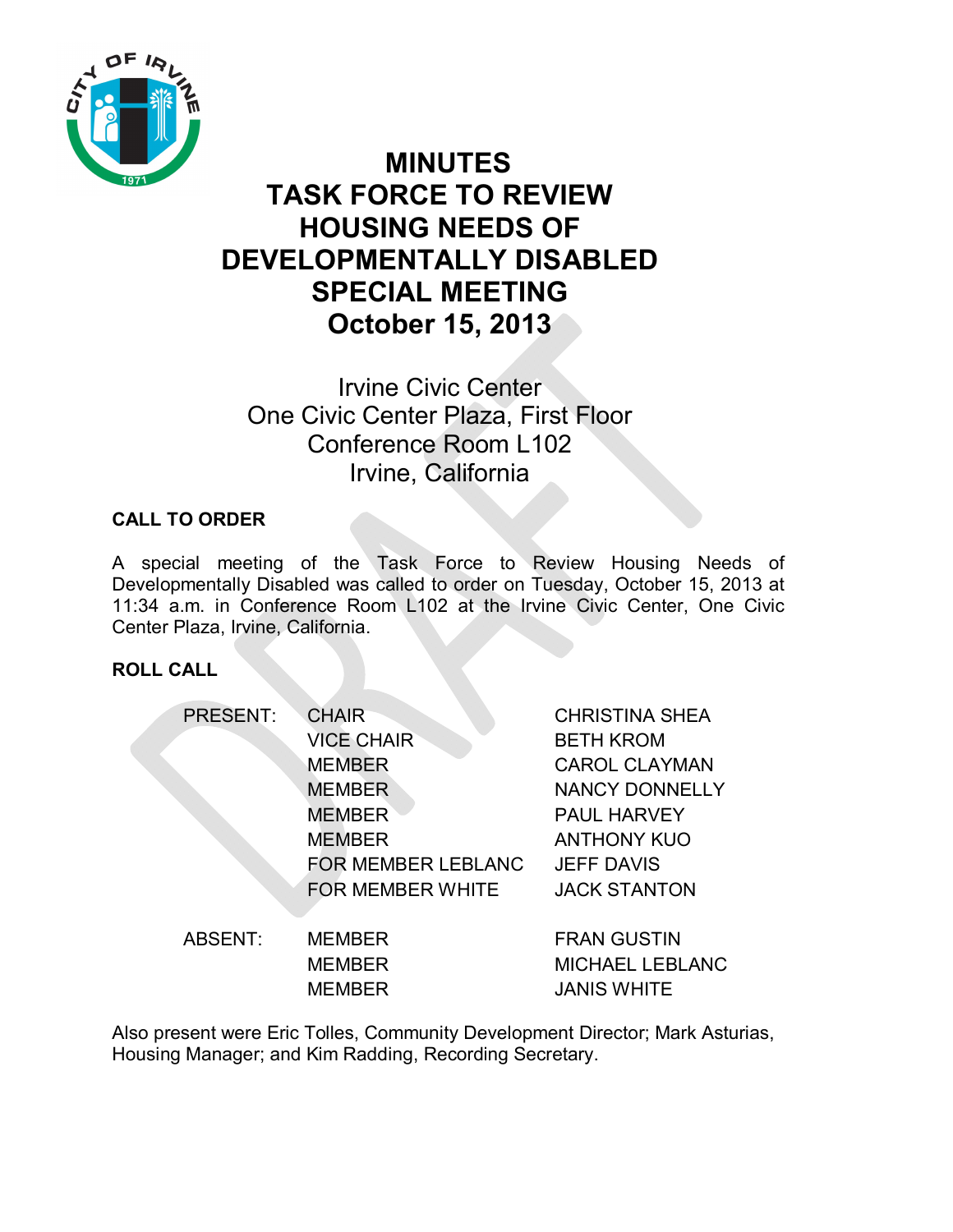# MINUTES
# TASK FORCE TO REVIEW HOUSING NEEDS OF DEVELOPMENTALLY DISABLED
# SPECIAL MEETING
# October 15, 2013

Irvine Civic Center
One Civic Center Plaza, First Floor
Conference Room L102
Irvine, California

## CALL TO ORDER

A special meeting of the Task Force to Review Housing Needs of Developmentally Disabled was called to order on Tuesday, October 15, 2013 at 11:34 a.m. in Conference Room L102 at the Irvine Civic Center, One Civic Center Plaza, Irvine, California.

## ROLL CALL

| | | |
|---|---|---|
| PRESENT: | CHAIR | CHRISTINA SHEA |
| | VICE CHAIR | BETH KROM |
| | MEMBER | CAROL CLAYMAN |
| | MEMBER | NANCY DONNELLY |
| | MEMBER | PAUL HARVEY |
| | MEMBER | ANTHONY KUO |
| | FOR MEMBER LEBLANC | JEFF DAVIS |
| | FOR MEMBER WHITE | JACK STANTON |
| ABSENT: | MEMBER | FRAN GUSTIN |
| | MEMBER | MICHAEL LEBLANC |
| | MEMBER | JANIS WHITE |

Also present were Eric Tolles, Community Development Director; Mark Asturias, Housing Manager; and Kim Radding, Recording Secretary.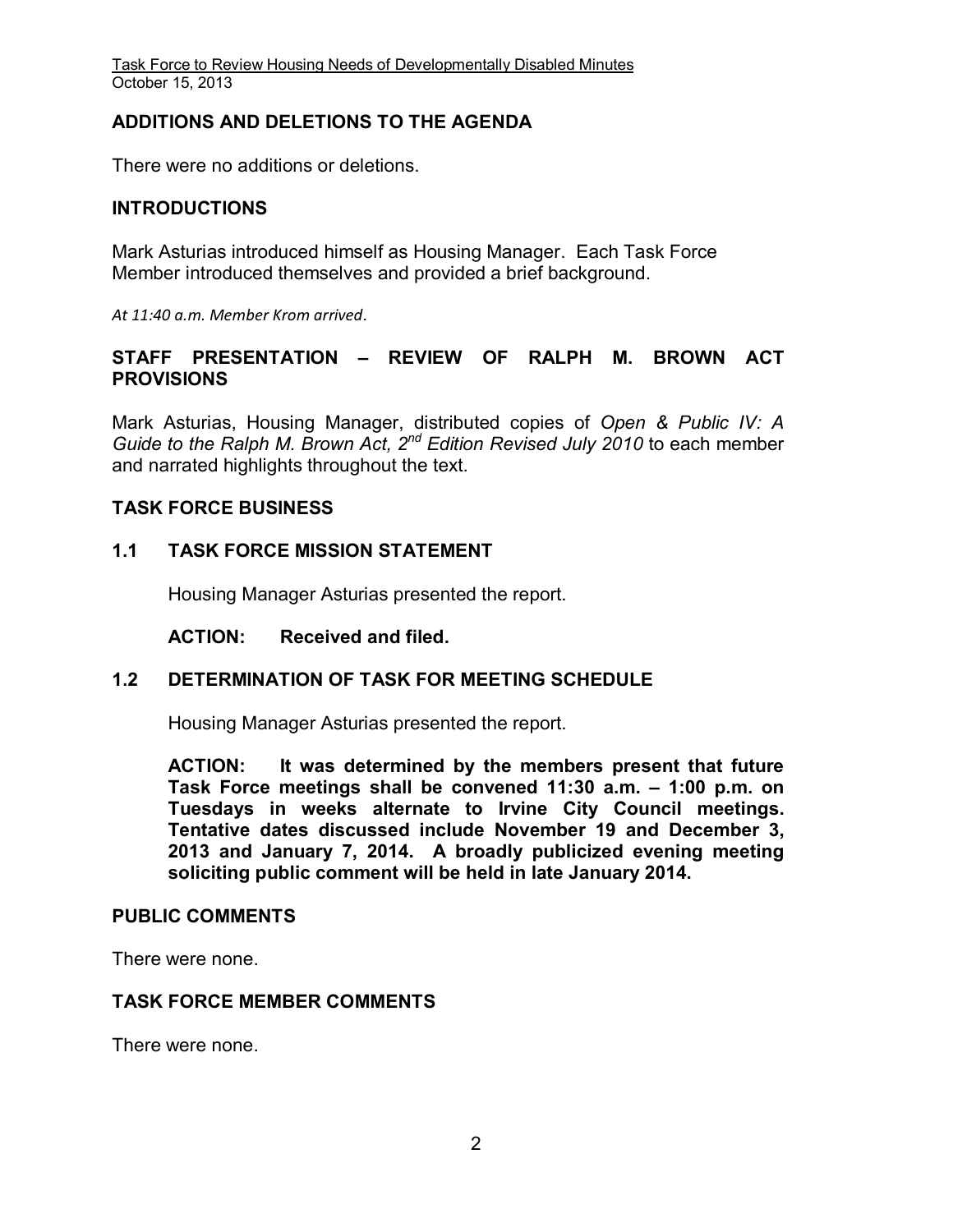## ADDITIONS AND DELETIONS TO THE AGENDA

There were no additions or deletions.

## INTRODUCTIONS

Mark Asturias introduced himself as Housing Manager. Each Task Force Member introduced themselves and provided a brief background.

*At 11:40 a.m. Member Krom arrived.*

## STAFF PRESENTATION – REVIEW OF RALPH M. BROWN ACT PROVISIONS

Mark Asturias, Housing Manager, distributed copies of *Open & Public IV: A Guide to the Ralph M. Brown Act, 2nd Edition Revised July 2010* to each member and narrated highlights throughout the text.

## TASK FORCE BUSINESS

### 1.1 TASK FORCE MISSION STATEMENT

Housing Manager Asturias presented the report.

**ACTION: Received and filed.**

### 1.2 DETERMINATION OF TASK FOR MEETING SCHEDULE

Housing Manager Asturias presented the report.

**ACTION: It was determined by the members present that future Task Force meetings shall be convened 11:30 a.m. – 1:00 p.m. on Tuesdays in weeks alternate to Irvine City Council meetings. Tentative dates discussed include November 19 and December 3, 2013 and January 7, 2014. A broadly publicized evening meeting soliciting public comment will be held in late January 2014.**

## PUBLIC COMMENTS

There were none.

## TASK FORCE MEMBER COMMENTS

There were none.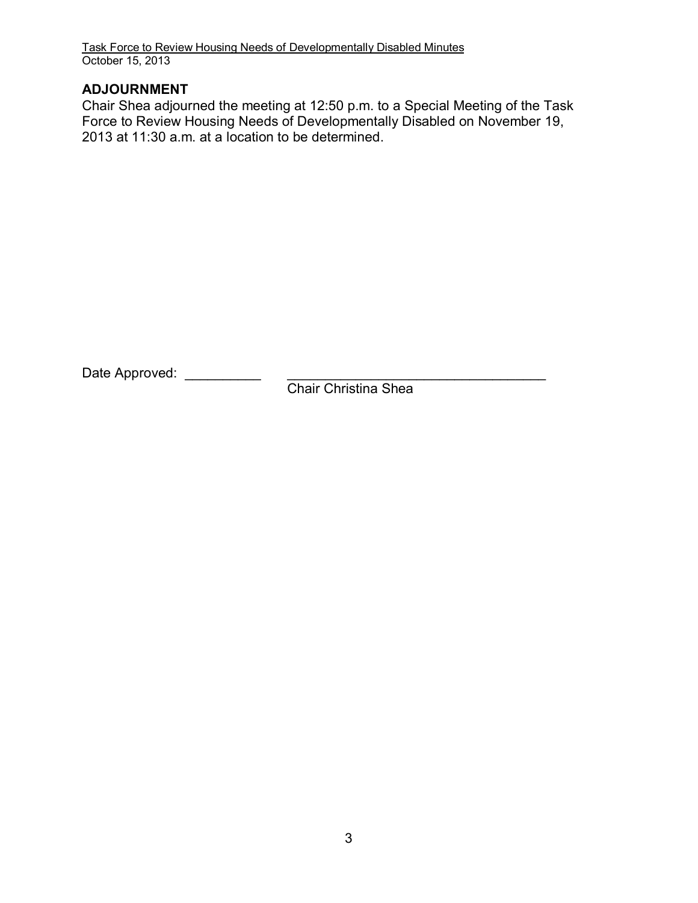## ADJOURNMENT

Chair Shea adjourned the meeting at 12:50 p.m. to a Special Meeting of the Task Force to Review Housing Needs of Developmentally Disabled on November 19, 2013 at 11:30 a.m. at a location to be determined.

Date Approved: __________ ___________________________________

Chair Christina Shea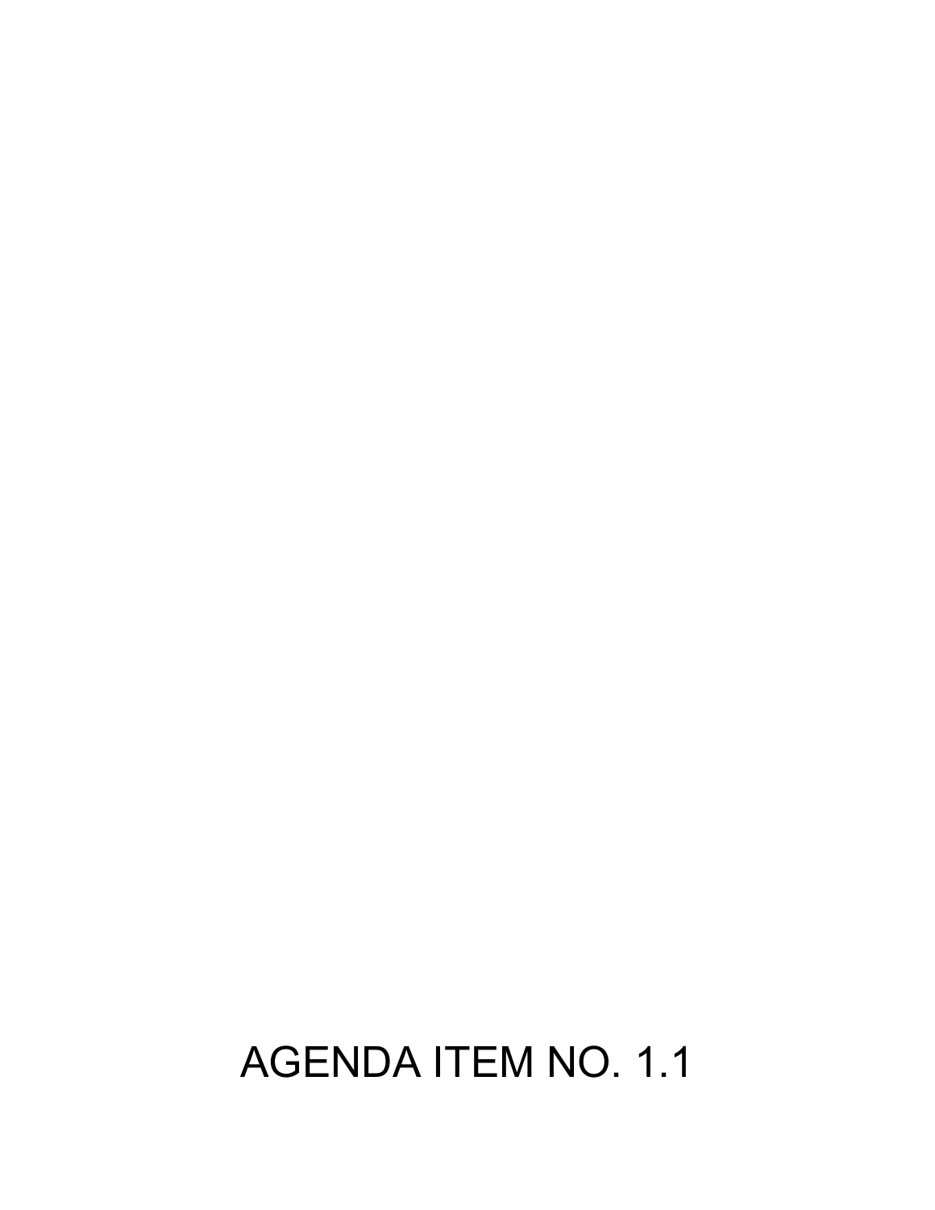AGENDA ITEM NO. 1.1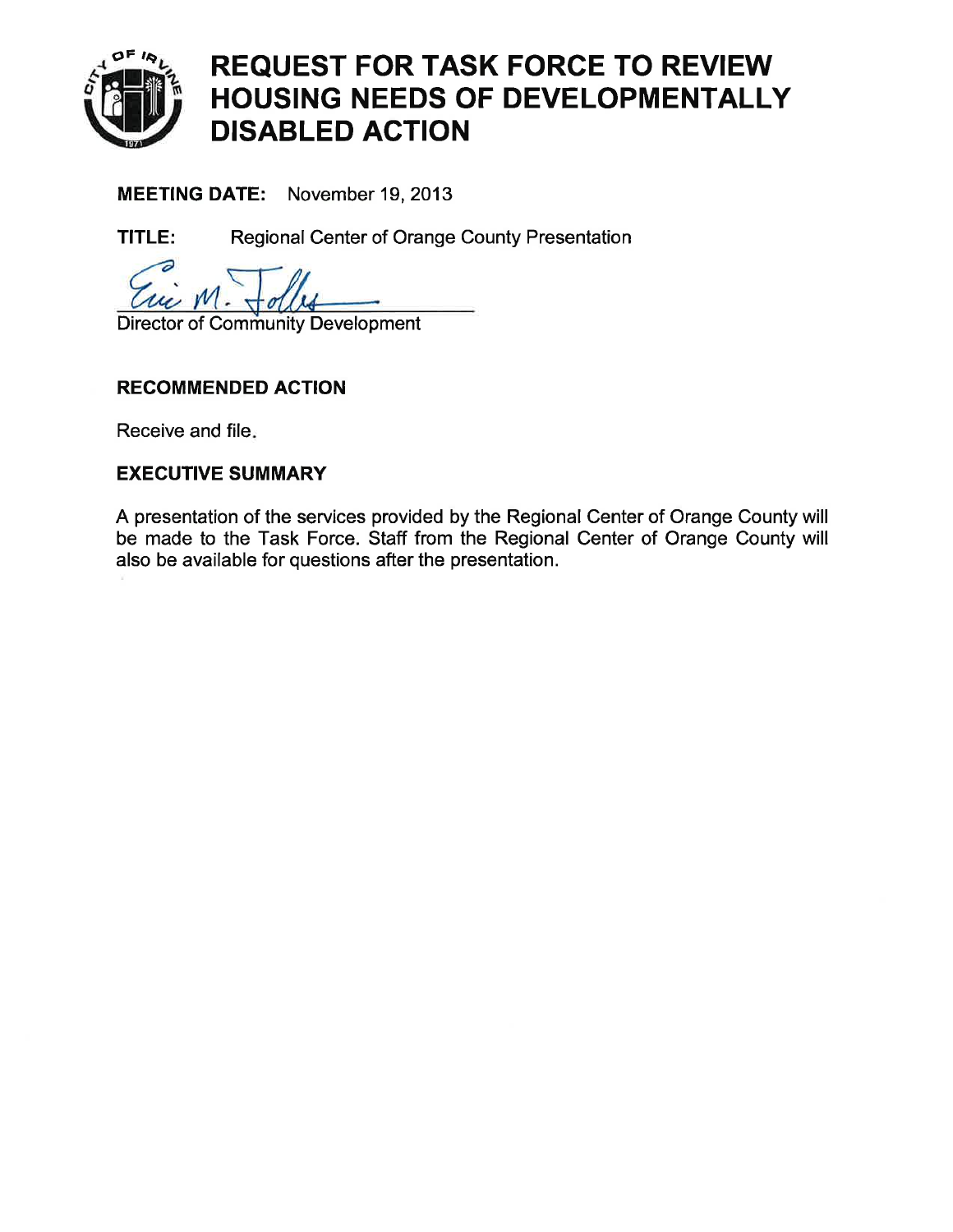# REQUEST FOR TASK FORCE TO REVIEW HOUSING NEEDS OF DEVELOPMENTALLY DISABLED ACTION

**MEETING DATE:** November 19, 2013

**TITLE:** Regional Center of Orange County Presentation

Eric M. Tolles

Director of Community Development

**RECOMMENDED ACTION**

Receive and file.

**EXECUTIVE SUMMARY**

A presentation of the services provided by the Regional Center of Orange County will be made to the Task Force. Staff from the Regional Center of Orange County will also be available for questions after the presentation.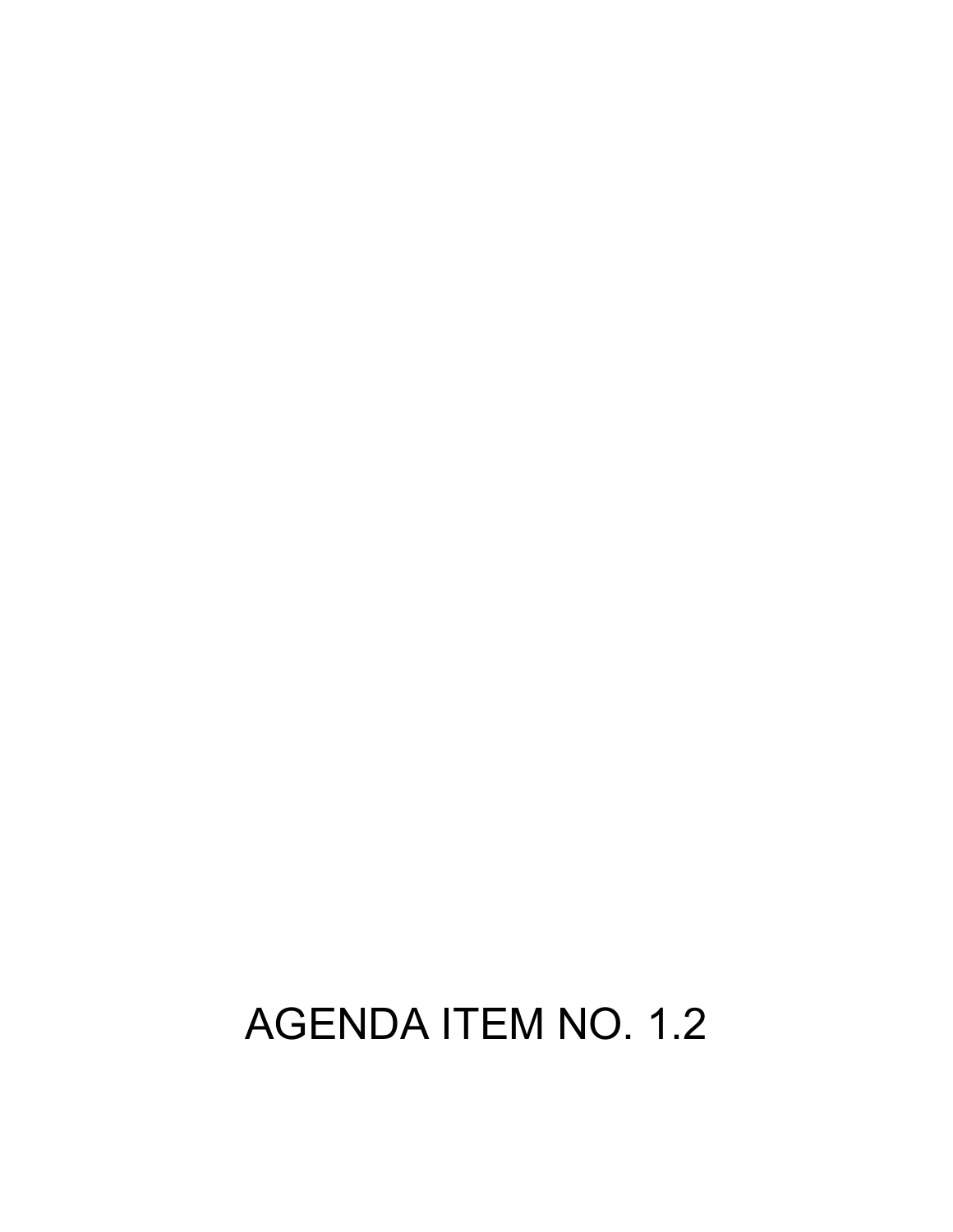AGENDA ITEM NO. 1.2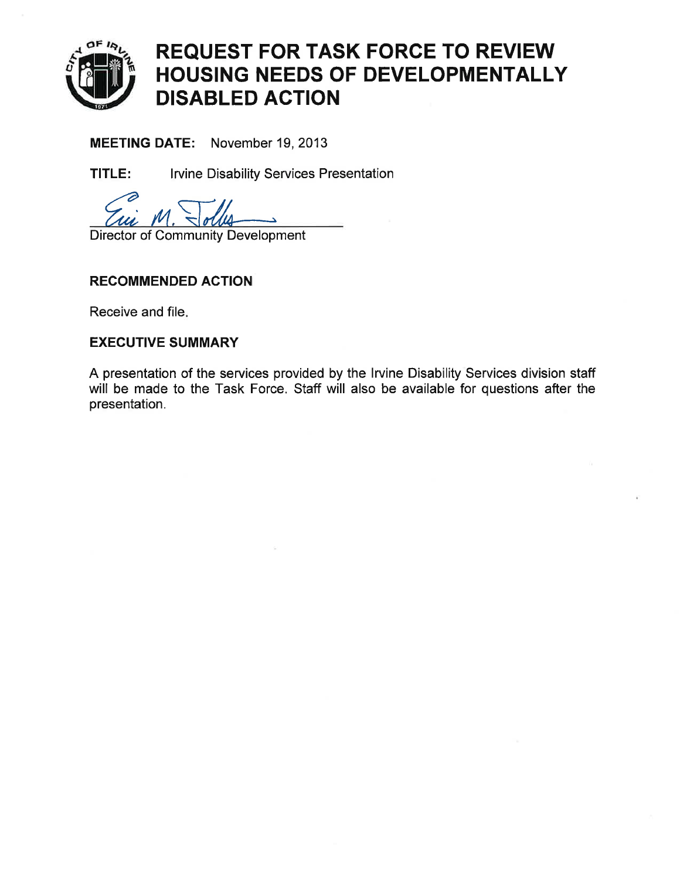# REQUEST FOR TASK FORCE TO REVIEW HOUSING NEEDS OF DEVELOPMENTALLY DISABLED ACTION

**MEETING DATE:** November 19, 2013

**TITLE:** Irvine Disability Services Presentation

Director of Community Development

## RECOMMENDED ACTION

Receive and file.

## EXECUTIVE SUMMARY

A presentation of the services provided by the Irvine Disability Services division staff will be made to the Task Force. Staff will also be available for questions after the presentation.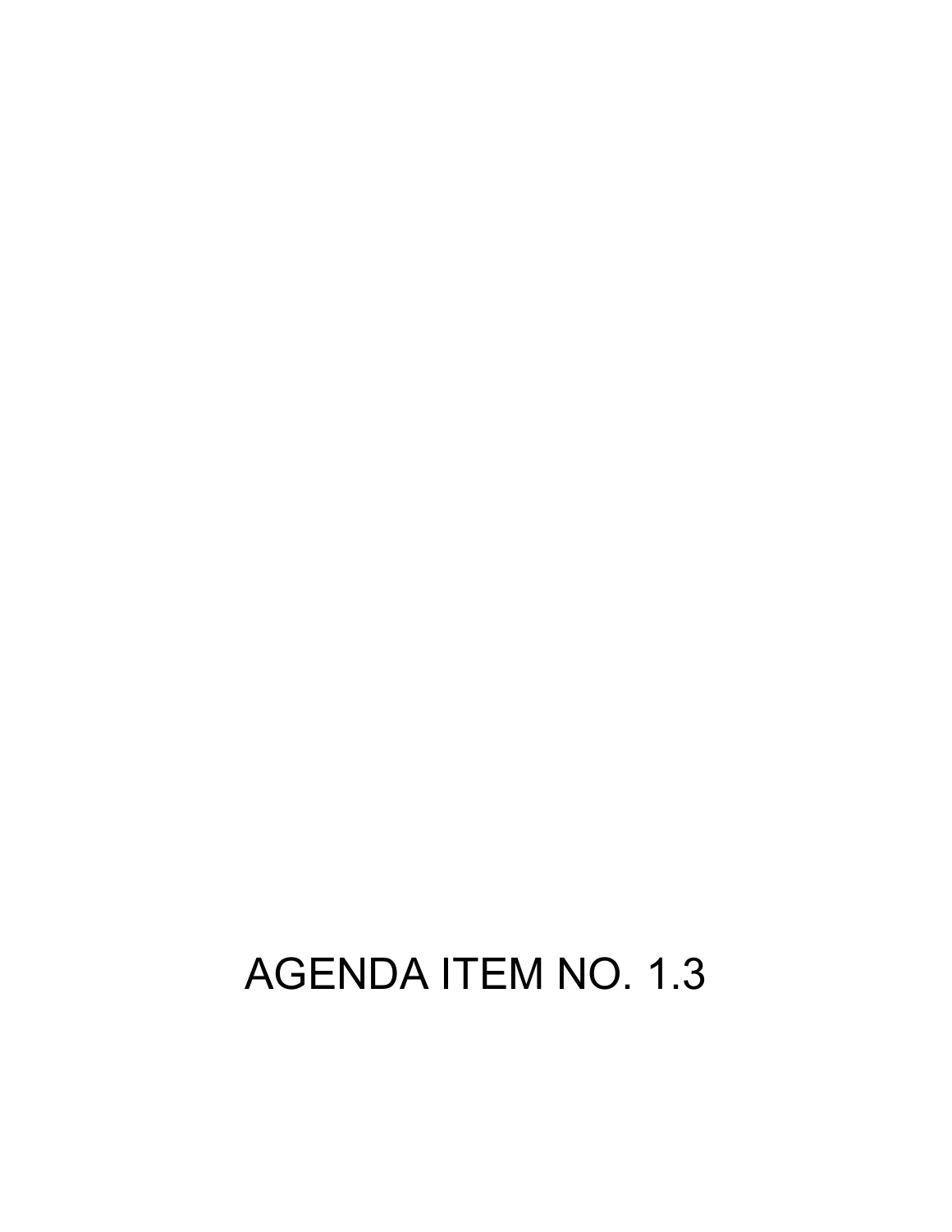# AGENDA ITEM NO. 1.3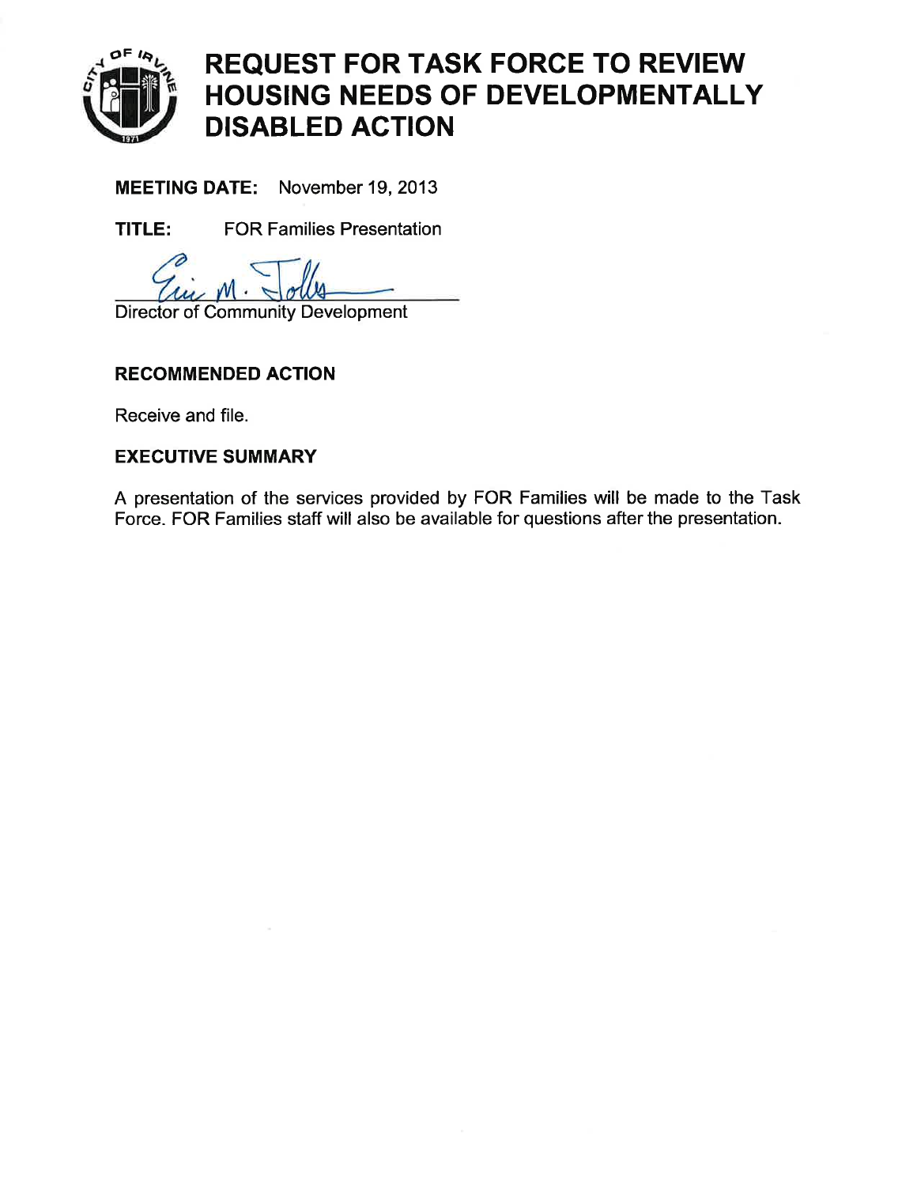# REQUEST FOR TASK FORCE TO REVIEW HOUSING NEEDS OF DEVELOPMENTALLY DISABLED ACTION

**MEETING DATE:** November 19, 2013

**TITLE:** FOR Families Presentation

Director of Community Development

**RECOMMENDED ACTION**

Receive and file.

**EXECUTIVE SUMMARY**

A presentation of the services provided by FOR Families will be made to the Task Force. FOR Families staff will also be available for questions after the presentation.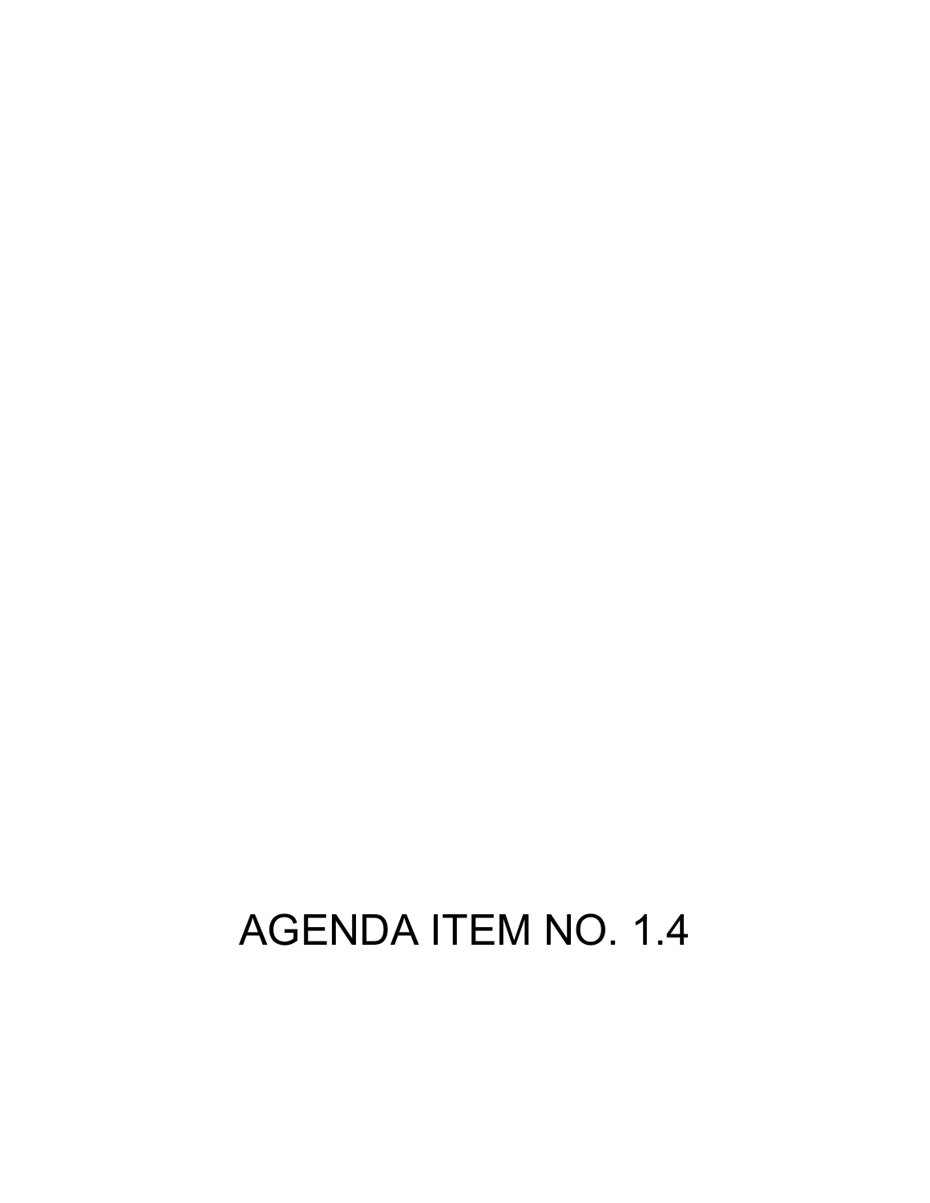# AGENDA ITEM NO. 1.4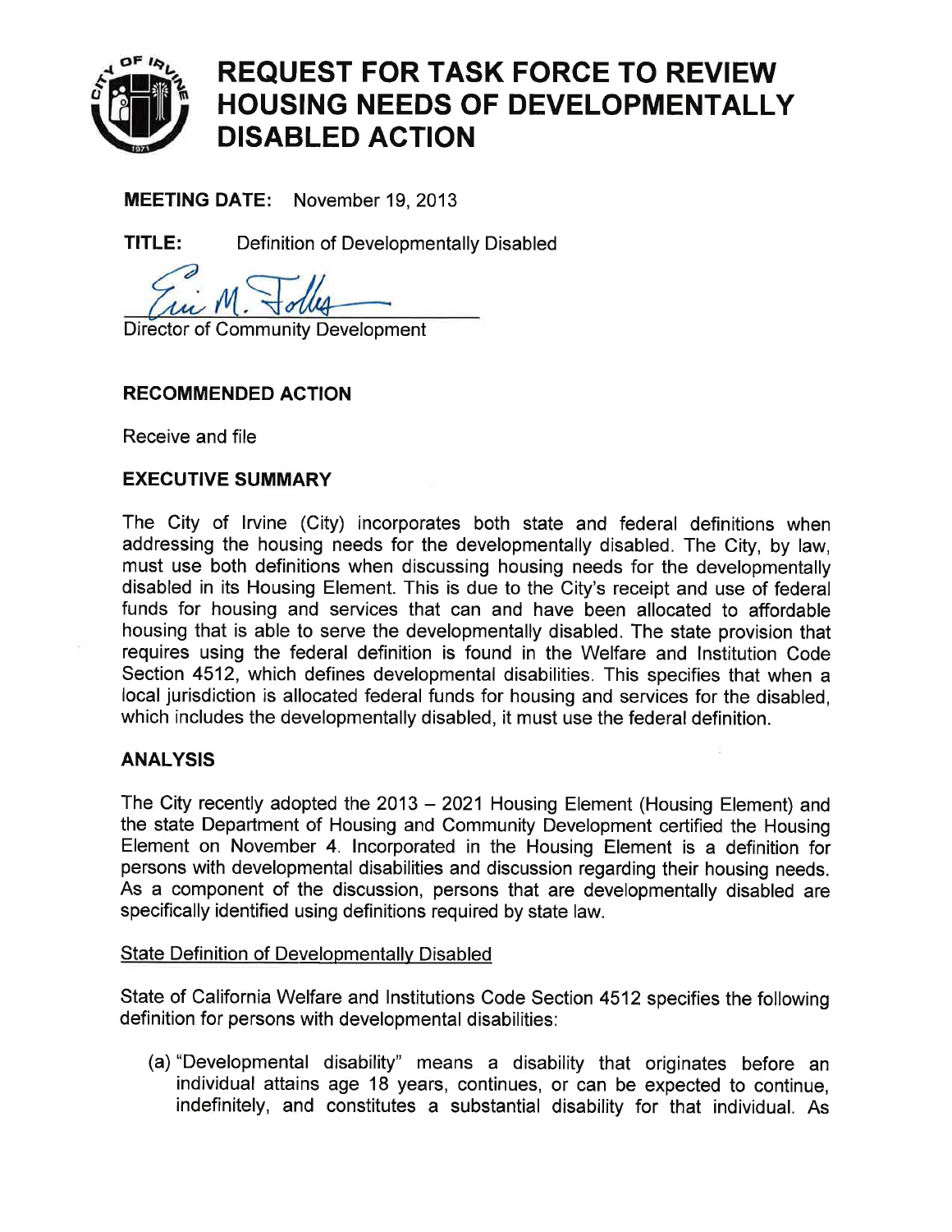# REQUEST FOR TASK FORCE TO REVIEW HOUSING NEEDS OF DEVELOPMENTALLY DISABLED ACTION

**MEETING DATE:** November 19, 2013

**TITLE:** Definition of Developmentally Disabled

Director of Community Development

## RECOMMENDED ACTION

Receive and file

## EXECUTIVE SUMMARY

The City of Irvine (City) incorporates both state and federal definitions when addressing the housing needs for the developmentally disabled. The City, by law, must use both definitions when discussing housing needs for the developmentally disabled in its Housing Element. This is due to the City's receipt and use of federal funds for housing and services that can and have been allocated to affordable housing that is able to serve the developmentally disabled. The state provision that requires using the federal definition is found in the Welfare and Institution Code Section 4512, which defines developmental disabilities. This specifies that when a local jurisdiction is allocated federal funds for housing and services for the disabled, which includes the developmentally disabled, it must use the federal definition.

## ANALYSIS

The City recently adopted the 2013 – 2021 Housing Element (Housing Element) and the state Department of Housing and Community Development certified the Housing Element on November 4. Incorporated in the Housing Element is a definition for persons with developmental disabilities and discussion regarding their housing needs. As a component of the discussion, persons that are developmentally disabled are specifically identified using definitions required by state law.

### State Definition of Developmentally Disabled

State of California Welfare and Institutions Code Section 4512 specifies the following definition for persons with developmental disabilities:

(a) "Developmental disability" means a disability that originates before an individual attains age 18 years, continues, or can be expected to continue, indefinitely, and constitutes a substantial disability for that individual. As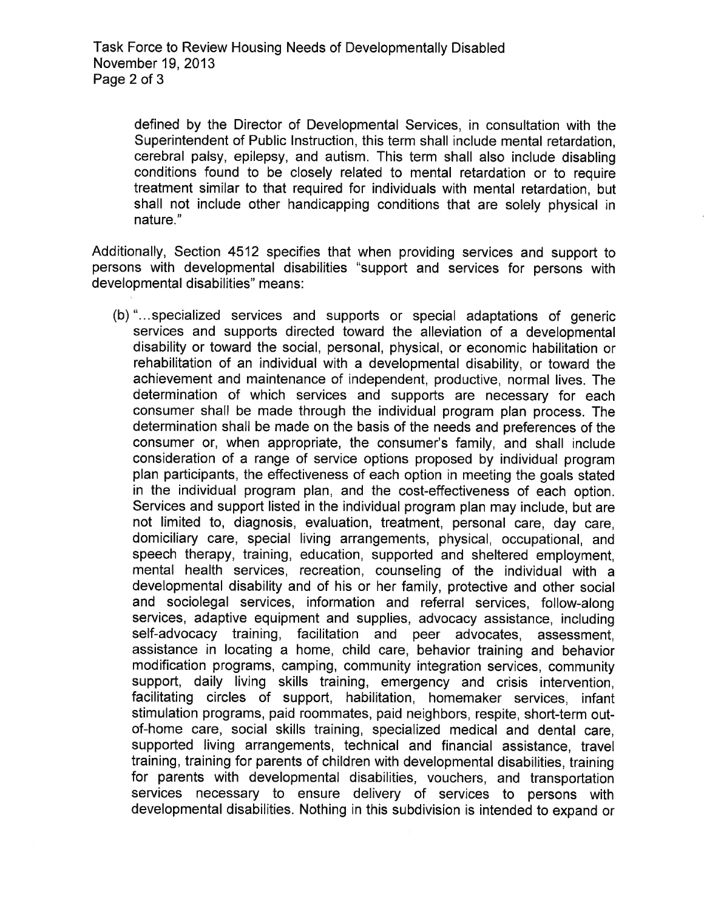defined by the Director of Developmental Services, in consultation with the Superintendent of Public Instruction, this term shall include mental retardation, cerebral palsy, epilepsy, and autism. This term shall also include disabling conditions found to be closely related to mental retardation or to require treatment similar to that required for individuals with mental retardation, but shall not include other handicapping conditions that are solely physical in nature."

Additionally, Section 4512 specifies that when providing services and support to persons with developmental disabilities "support and services for persons with developmental disabilities" means:

(b) "...specialized services and supports or special adaptations of generic services and supports directed toward the alleviation of a developmental disability or toward the social, personal, physical, or economic habilitation or rehabilitation of an individual with a developmental disability, or toward the achievement and maintenance of independent, productive, normal lives. The determination of which services and supports are necessary for each consumer shall be made through the individual program plan process. The determination shall be made on the basis of the needs and preferences of the consumer or, when appropriate, the consumer's family, and shall include consideration of a range of service options proposed by individual program plan participants, the effectiveness of each option in meeting the goals stated in the individual program plan, and the cost-effectiveness of each option. Services and support listed in the individual program plan may include, but are not limited to, diagnosis, evaluation, treatment, personal care, day care, domiciliary care, special living arrangements, physical, occupational, and speech therapy, training, education, supported and sheltered employment, mental health services, recreation, counseling of the individual with a developmental disability and of his or her family, protective and other social and sociolegal services, information and referral services, follow-along services, adaptive equipment and supplies, advocacy assistance, including self-advocacy training, facilitation and peer advocates, assessment, assistance in locating a home, child care, behavior training and behavior modification programs, camping, community integration services, community support, daily living skills training, emergency and crisis intervention, facilitating circles of support, habilitation, homemaker services, infant stimulation programs, paid roommates, paid neighbors, respite, short-term out-of-home care, social skills training, specialized medical and dental care, supported living arrangements, technical and financial assistance, travel training, training for parents of children with developmental disabilities, training for parents with developmental disabilities, vouchers, and transportation services necessary to ensure delivery of services to persons with developmental disabilities. Nothing in this subdivision is intended to expand or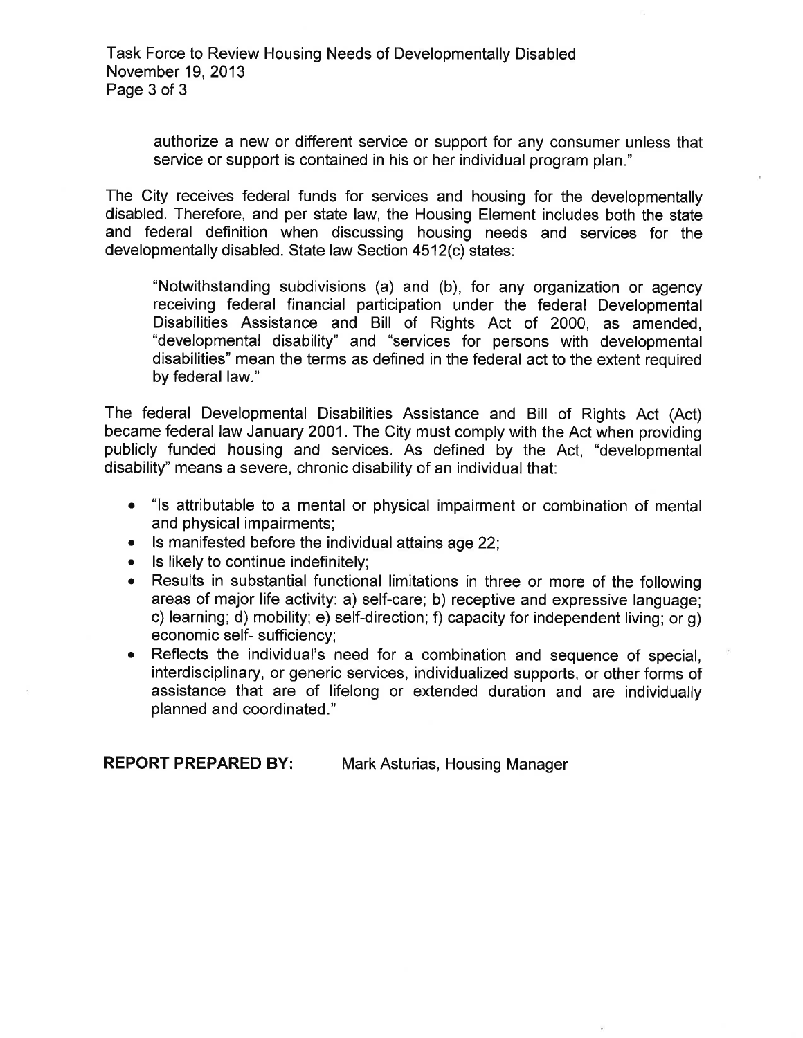authorize a new or different service or support for any consumer unless that service or support is contained in his or her individual program plan."

The City receives federal funds for services and housing for the developmentally disabled. Therefore, and per state law, the Housing Element includes both the state and federal definition when discussing housing needs and services for the developmentally disabled. State law Section 4512(c) states:

> "Notwithstanding subdivisions (a) and (b), for any organization or agency receiving federal financial participation under the federal Developmental Disabilities Assistance and Bill of Rights Act of 2000, as amended, "developmental disability" and "services for persons with developmental disabilities" mean the terms as defined in the federal act to the extent required by federal law."

The federal Developmental Disabilities Assistance and Bill of Rights Act (Act) became federal law January 2001. The City must comply with the Act when providing publicly funded housing and services. As defined by the Act, "developmental disability" means a severe, chronic disability of an individual that:

- "Is attributable to a mental or physical impairment or combination of mental and physical impairments;
- Is manifested before the individual attains age 22;
- Is likely to continue indefinitely;
- Results in substantial functional limitations in three or more of the following areas of major life activity: a) self-care; b) receptive and expressive language; c) learning; d) mobility; e) self-direction; f) capacity for independent living; or g) economic self- sufficiency;
- Reflects the individual's need for a combination and sequence of special, interdisciplinary, or generic services, individualized supports, or other forms of assistance that are of lifelong or extended duration and are individually planned and coordinated."

**REPORT PREPARED BY:** Mark Asturias, Housing Manager